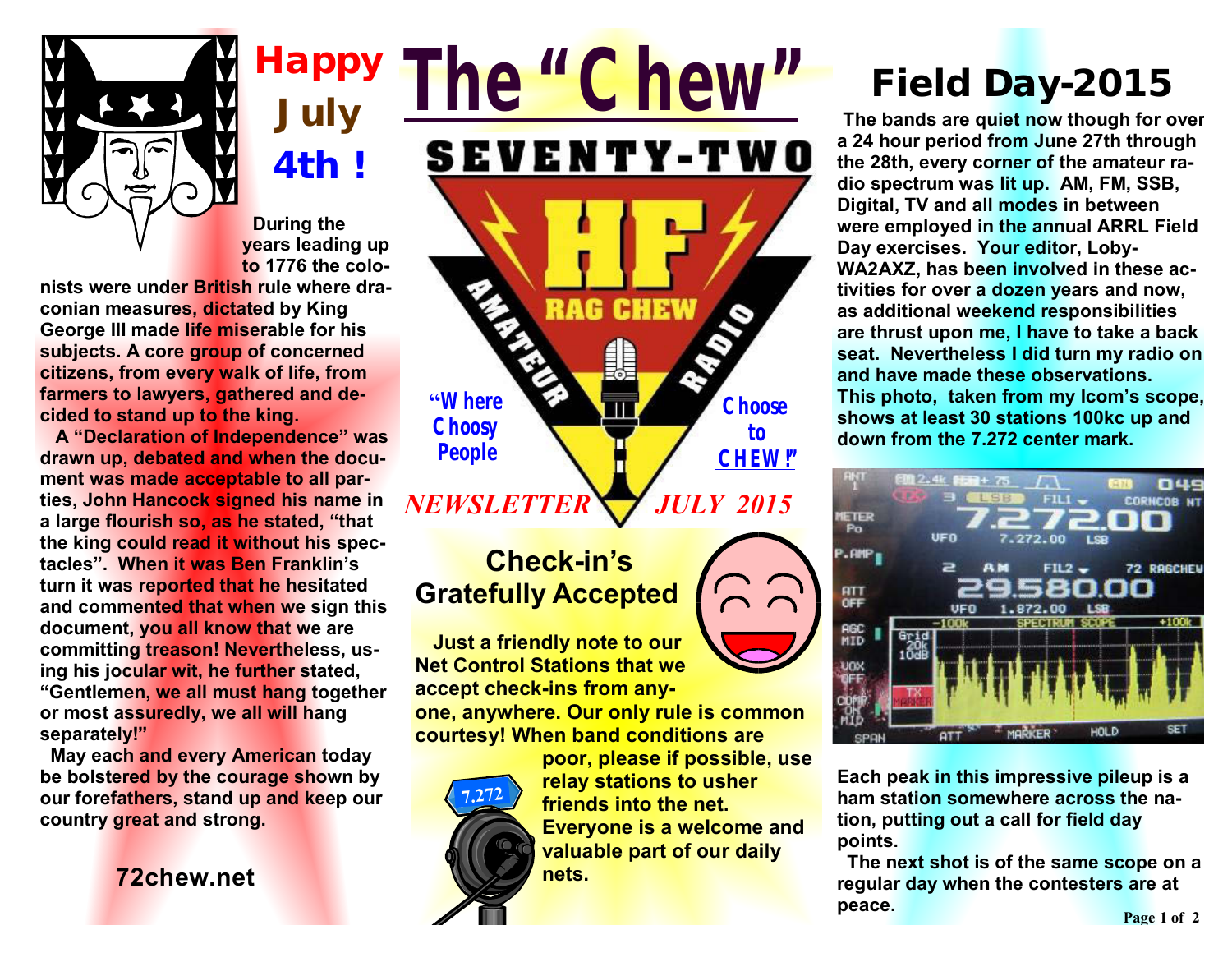# The "Chew"

SEVENTY-TWO HF RAG CHEW AMATEUR RADIO

*"Where Choosy People Choose to CHEW!"*

*NEWSLETTER JULY 2015*

## Happy July 4th !

During the years leading up to 1776 the colonists were under British rule where draconian measures, dictated by King George III made life miserable for his subjects. A core group of concerned citizens, from every walk of life, from farmers to lawyers, gathered and decided to stand up to the king.

A "Declaration of Independence" was drawn up, debated and when the document was made acceptable to all parties, John Hancock signed his name in a large flourish so, as he stated, "that the king could read it without his spectacles". When it was Ben Franklin's turn it was reported that he hesitated and commented that when we sign this document, you all know that we are committing treason! Nevertheless, using his jocular wit, he further stated, "Gentlemen, we all must hang together or most assuredly, we all will hang separately!"

May each and every American today be bolstered by the courage shown by our forefathers, stand up and keep our country great and strong.

**72chew.net**

## Check-in's Gratefully Accepted

Just a friendly note to our Net Control Stations that we accept check-ins from anyone, anywhere. Our only rule is common courtesy! When band conditions are poor, please if possible, use relay stations to usher friends into the net. Everyone is a welcome and valuable part of our daily nets.

## Field Day-2015

The bands are quiet now though for over a 24 hour period from June 27th through the 28th, every corner of the amateur radio spectrum was lit up. AM, FM, SSB, Digital, TV and all modes in between were employed in the annual ARRL Field Day exercises. Your editor, Loby-WA2AXZ, has been involved in these activities for over a dozen years and now, as additional weekend responsibilities are thrust upon me, I have to take a back seat. Nevertheless I did turn my radio on and have made these observations. This photo, taken from my Icom's scope, shows at least 30 stations 100kc up and down from the 7.272 center mark.

Each peak in this impressive pileup is a ham station somewhere across the nation, putting out a call for field day points.

The next shot is of the same scope on a regular day when the contesters are at peace.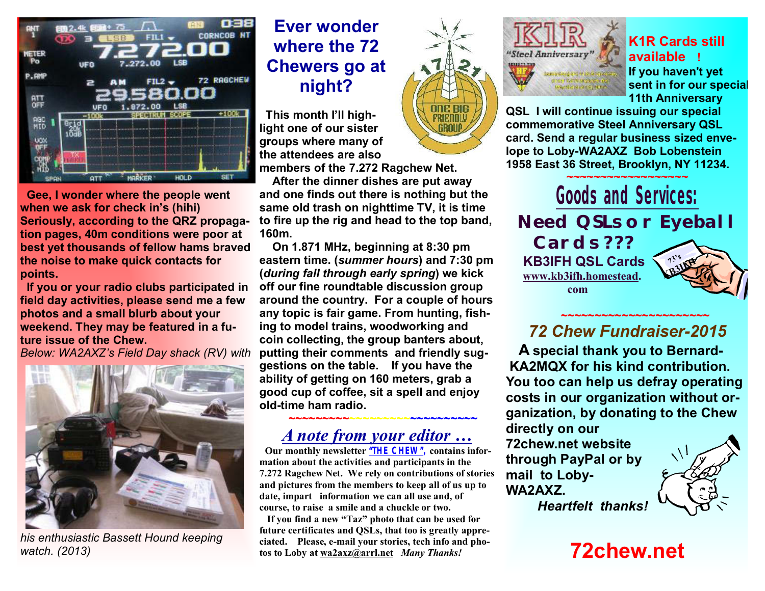Gee, I wonder where the people went when we ask for check in's (hihi) Seriously, according to the QRZ propagation pages, 40m conditions were poor at best yet thousands of fellow hams braved the noise to make quick contacts for points.

If you or your radio clubs participated in field day activities, please send me a few photos and a small blurb about your weekend. They may be featured in a future issue of the Chew.

*Below: WA2AXZ's Field Day shack (RV) with his enthusiastic Bassett Hound keeping watch. (2013)*

## Ever wonder where the 72 Chewers go at night?

This month I'll highlight one of our sister groups where many of the attendees are also members of the 7.272 Ragchew Net.

After the dinner dishes are put away and one finds out there is nothing but the same old trash on nighttime TV, it is time to fire up the rig and head to the top band, 160m.

On 1.871 MHz, beginning at 8:30 pm eastern time. (*summer hours*) and 7:30 pm (*during fall through early spring*) we kick off our fine roundtable discussion group around the country. For a couple of hours any topic is fair game. From hunting, fishing to model trains, woodworking and coin collecting, the group banters about, putting their comments and friendly suggestions on the table. If you have the ability of getting on 160 meters, grab a good cup of coffee, sit a spell and enjoy old-time ham radio.

~~~~~~~~~~~~~~~~~~~~~~~~~~~~~~

## *A note from your editor …*

Our monthly newsletter *"THE CHEW"*, contains information about the activities and participants in the 7.272 Ragchew Net. We rely on contributions of stories and pictures from the members to keep all of us up to date, impart information we can all use and, of course, to raise a smile and a chuckle or two.

If you find a new "Taz" photo that can be used for future certificates and QSLs, that too is greatly appreciated. Please, e-mail your stories, tech info and photos to Loby at wa2axz@arrl.net *Many Thanks!*

## K1R Cards still available !

If you haven't yet sent in for our special 11th Anniversary QSL I will continue issuing our special commemorative Steel Anniversary QSL card. Send a regular business sized envelope to Loby-WA2AXZ Bob Lobenstein 1958 East 36 Street, Brooklyn, NY 11234.

~~~~~~~~~~~~~~~~~~~

## Goods and Services:

### Need QSLs or Eyeball Cards???

**KB3IFH QSL Cards**
www.kb3ifh.homestead.com

~~~~~~~~~~~~~~~~~~~~~~

## *72 Chew Fundraiser-2015*

**A special thank you to Bernard-KA2MQX for his kind contribution. You too can help us defray operating costs in our organization without organization, by donating to the Chew directly on our 72chew.net website through PayPal or by mail to Loby-WA2AXZ.**

***Heartfelt thanks!***

## 72chew.net